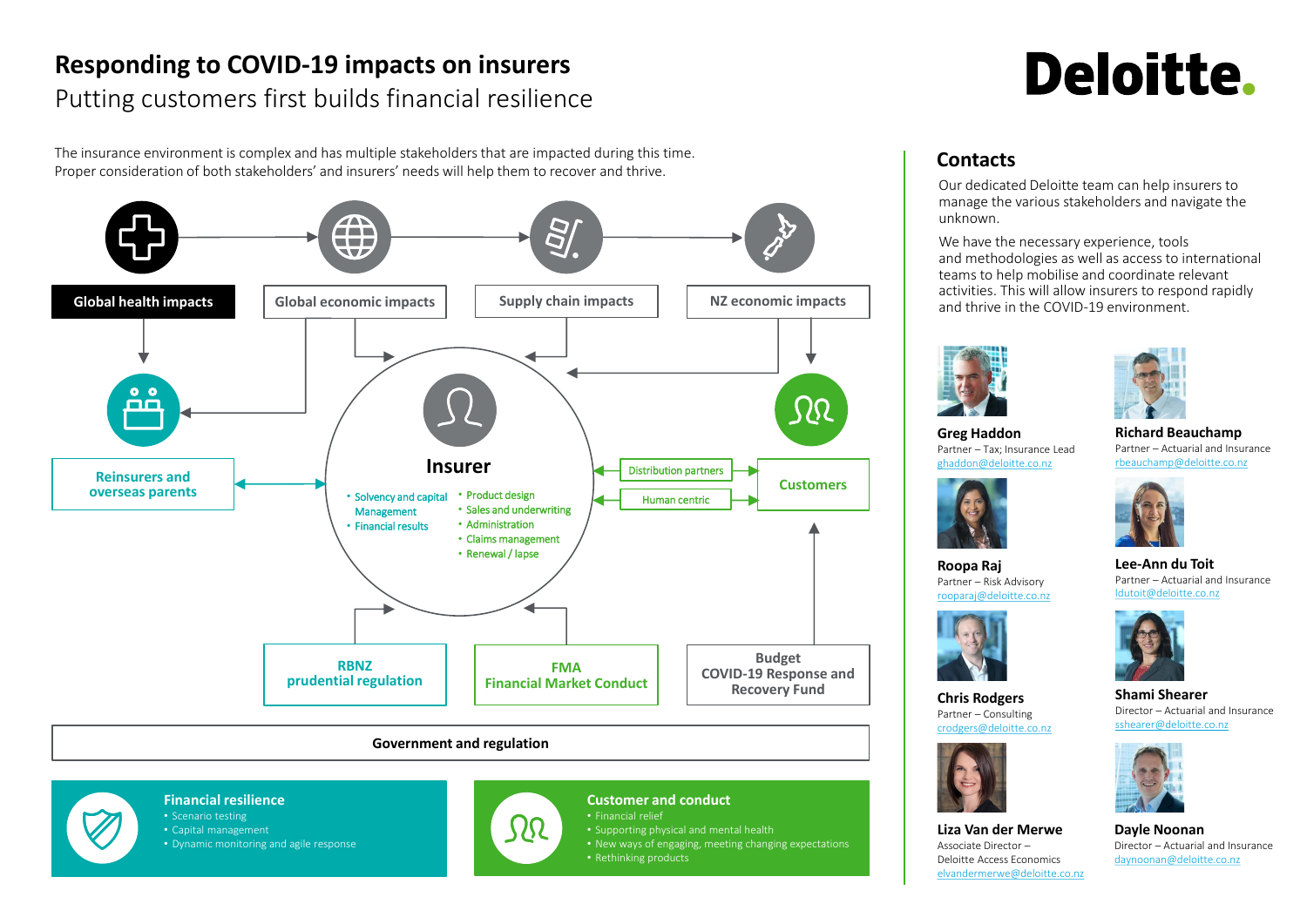# Responding to COVID-19 impacts on insurers

## Putting customers first builds financial resilience

Deloitte.

The insurance environment is complex and has multiple stakeholders that are impacted during this time. Proper consideration of both stakeholders' and insurers' needs will help them to recover and thrive.

**Global health impacts**

**Global economic impacts**

**Supply chain impacts**

**NZ economic impacts**

**Reinsurers and overseas parents**

**Insurer**

- Solvency and capital Management
- Financial results

- Product design
- Sales and underwriting
- Administration
- Claims management
- Renewal / lapse

Distribution partners

Human centric

**Customers**

**RBNZ prudential regulation**

**FMA Financial Market Conduct**

**Budget COVID-19 Response and Recovery Fund**

**Government and regulation**

### Financial resilience

- Scenario testing
- Capital management
- Dynamic monitoring and agile response

### Customer and conduct

- Financial relief
- Supporting physical and mental health
- New ways of engaging, meeting changing expectations
- Rethinking products

## Contacts

Our dedicated Deloitte team can help insurers to manage the various stakeholders and navigate the unknown.

We have the necessary experience, tools and methodologies as well as access to international teams to help mobilise and coordinate relevant activities. This will allow insurers to respond rapidly and thrive in the COVID-19 environment.

**Greg Haddon**
Partner – Tax; Insurance Lead
ghaddon@deloitte.co.nz

**Richard Beauchamp**
Partner – Actuarial and Insurance
rbeauchamp@deloitte.co.nz

**Roopa Raj**
Partner – Risk Advisory
rooparaj@deloitte.co.nz

**Lee-Ann du Toit**
Partner – Actuarial and Insurance
ldutoit@deloitte.co.nz

**Chris Rodgers**
Partner – Consulting
crodgers@deloitte.co.nz

**Shami Shearer**
Director – Actuarial and Insurance
sshearer@deloitte.co.nz

**Liza Van der Merwe**
Associate Director –
Deloitte Access Economics
elvandermerwe@deloitte.co.nz

**Dayle Noonan**
Director – Actuarial and Insurance
daynoonan@deloitte.co.nz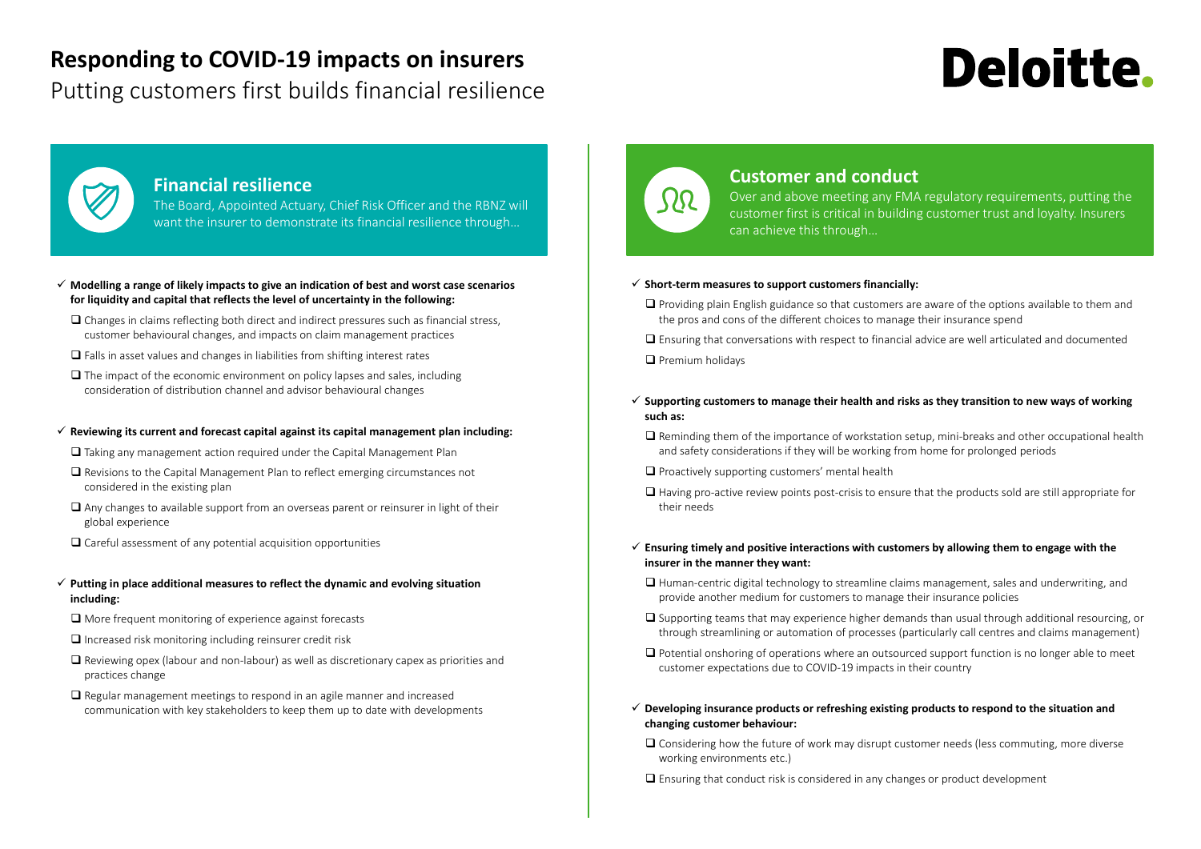# Responding to COVID-19 impacts on insurers

Putting customers first builds financial resilience

Deloitte.

## Financial resilience

The Board, Appointed Actuary, Chief Risk Officer and the RBNZ will want the insurer to demonstrate its financial resilience through…

- ✓ **Modelling a range of likely impacts to give an indication of best and worst case scenarios for liquidity and capital that reflects the level of uncertainty in the following:**
  - ❑ Changes in claims reflecting both direct and indirect pressures such as financial stress, customer behavioural changes, and impacts on claim management practices
  - ❑ Falls in asset values and changes in liabilities from shifting interest rates
  - ❑ The impact of the economic environment on policy lapses and sales, including consideration of distribution channel and advisor behavioural changes
- ✓ **Reviewing its current and forecast capital against its capital management plan including:**
  - ❑ Taking any management action required under the Capital Management Plan
  - ❑ Revisions to the Capital Management Plan to reflect emerging circumstances not considered in the existing plan
  - ❑ Any changes to available support from an overseas parent or reinsurer in light of their global experience
  - ❑ Careful assessment of any potential acquisition opportunities
- ✓ **Putting in place additional measures to reflect the dynamic and evolving situation including:**
  - ❑ More frequent monitoring of experience against forecasts
  - ❑ Increased risk monitoring including reinsurer credit risk
  - ❑ Reviewing opex (labour and non-labour) as well as discretionary capex as priorities and practices change
  - ❑ Regular management meetings to respond in an agile manner and increased communication with key stakeholders to keep them up to date with developments

## Customer and conduct

Over and above meeting any FMA regulatory requirements, putting the customer first is critical in building customer trust and loyalty. Insurers can achieve this through…

- ✓ **Short-term measures to support customers financially:**
  - ❑ Providing plain English guidance so that customers are aware of the options available to them and the pros and cons of the different choices to manage their insurance spend
  - ❑ Ensuring that conversations with respect to financial advice are well articulated and documented
  - ❑ Premium holidays
- ✓ **Supporting customers to manage their health and risks as they transition to new ways of working such as:**
  - ❑ Reminding them of the importance of workstation setup, mini-breaks and other occupational health and safety considerations if they will be working from home for prolonged periods
  - ❑ Proactively supporting customers' mental health
  - ❑ Having pro-active review points post-crisis to ensure that the products sold are still appropriate for their needs
- ✓ **Ensuring timely and positive interactions with customers by allowing them to engage with the insurer in the manner they want:**
  - ❑ Human-centric digital technology to streamline claims management, sales and underwriting, and provide another medium for customers to manage their insurance policies
  - ❑ Supporting teams that may experience higher demands than usual through additional resourcing, or through streamlining or automation of processes (particularly call centres and claims management)
  - ❑ Potential onshoring of operations where an outsourced support function is no longer able to meet customer expectations due to COVID-19 impacts in their country
- ✓ **Developing insurance products or refreshing existing products to respond to the situation and changing customer behaviour:**
  - ❑ Considering how the future of work may disrupt customer needs (less commuting, more diverse working environments etc.)
  - ❑ Ensuring that conduct risk is considered in any changes or product development